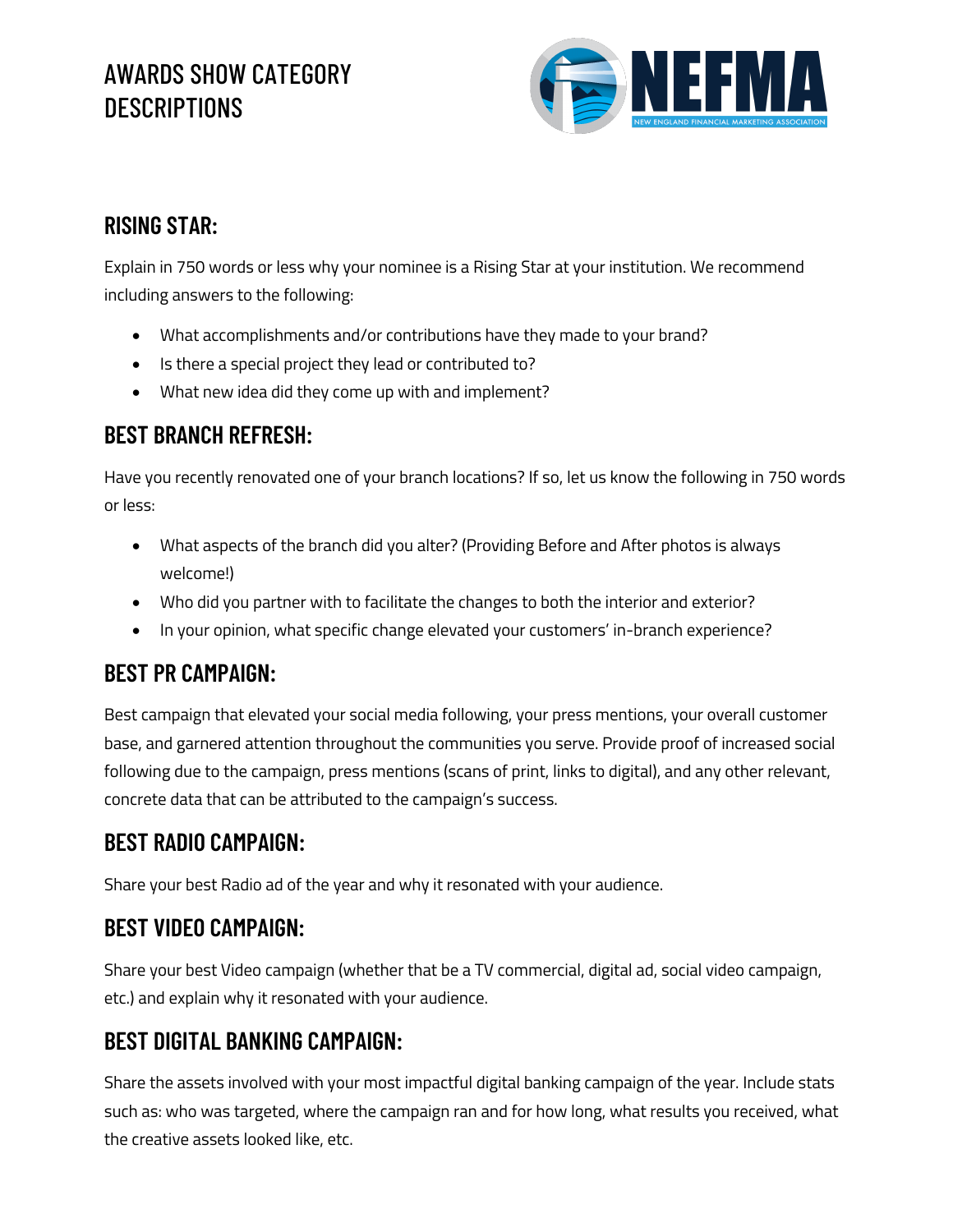# AWARDS SHOW CATEGORY DESCRIPTIONS

NEFMA
NEW ENGLAND FINANCIAL MARKETING ASSOCIATION

## RISING STAR:

Explain in 750 words or less why your nominee is a Rising Star at your institution. We recommend including answers to the following:

- What accomplishments and/or contributions have they made to your brand?
- Is there a special project they lead or contributed to?
- What new idea did they come up with and implement?

## BEST BRANCH REFRESH:

Have you recently renovated one of your branch locations? If so, let us know the following in 750 words or less:

- What aspects of the branch did you alter? (Providing Before and After photos is always welcome!)
- Who did you partner with to facilitate the changes to both the interior and exterior?
- In your opinion, what specific change elevated your customers' in-branch experience?

## BEST PR CAMPAIGN:

Best campaign that elevated your social media following, your press mentions, your overall customer base, and garnered attention throughout the communities you serve. Provide proof of increased social following due to the campaign, press mentions (scans of print, links to digital), and any other relevant, concrete data that can be attributed to the campaign's success.

## BEST RADIO CAMPAIGN:

Share your best Radio ad of the year and why it resonated with your audience.

## BEST VIDEO CAMPAIGN:

Share your best Video campaign (whether that be a TV commercial, digital ad, social video campaign, etc.) and explain why it resonated with your audience.

## BEST DIGITAL BANKING CAMPAIGN:

Share the assets involved with your most impactful digital banking campaign of the year. Include stats such as: who was targeted, where the campaign ran and for how long, what results you received, what the creative assets looked like, etc.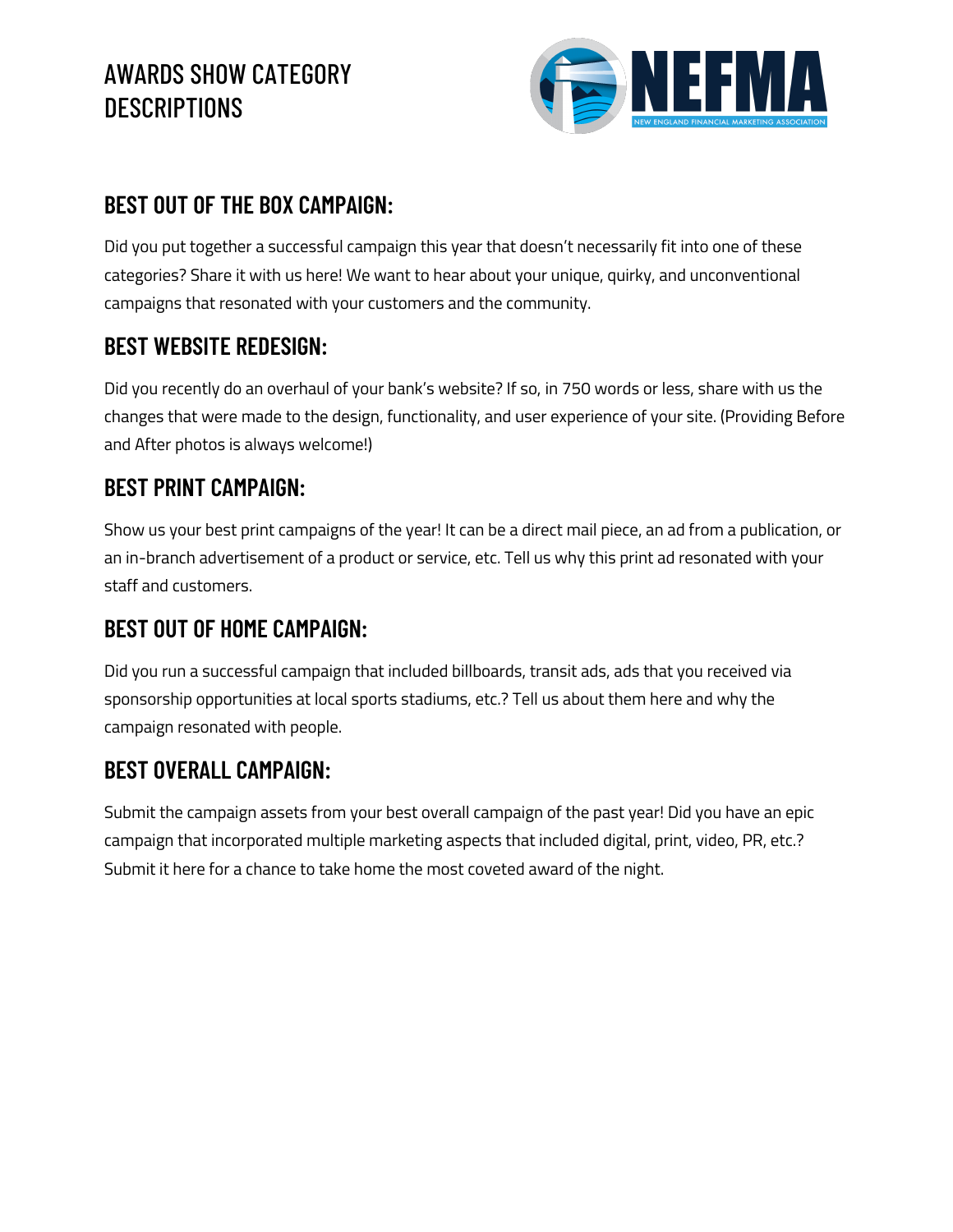# AWARDS SHOW CATEGORY DESCRIPTIONS

## BEST OUT OF THE BOX CAMPAIGN:

Did you put together a successful campaign this year that doesn't necessarily fit into one of these categories? Share it with us here! We want to hear about your unique, quirky, and unconventional campaigns that resonated with your customers and the community.

## BEST WEBSITE REDESIGN:

Did you recently do an overhaul of your bank's website? If so, in 750 words or less, share with us the changes that were made to the design, functionality, and user experience of your site. (Providing Before and After photos is always welcome!)

## BEST PRINT CAMPAIGN:

Show us your best print campaigns of the year! It can be a direct mail piece, an ad from a publication, or an in-branch advertisement of a product or service, etc. Tell us why this print ad resonated with your staff and customers.

## BEST OUT OF HOME CAMPAIGN:

Did you run a successful campaign that included billboards, transit ads, ads that you received via sponsorship opportunities at local sports stadiums, etc.? Tell us about them here and why the campaign resonated with people.

## BEST OVERALL CAMPAIGN:

Submit the campaign assets from your best overall campaign of the past year! Did you have an epic campaign that incorporated multiple marketing aspects that included digital, print, video, PR, etc.? Submit it here for a chance to take home the most coveted award of the night.